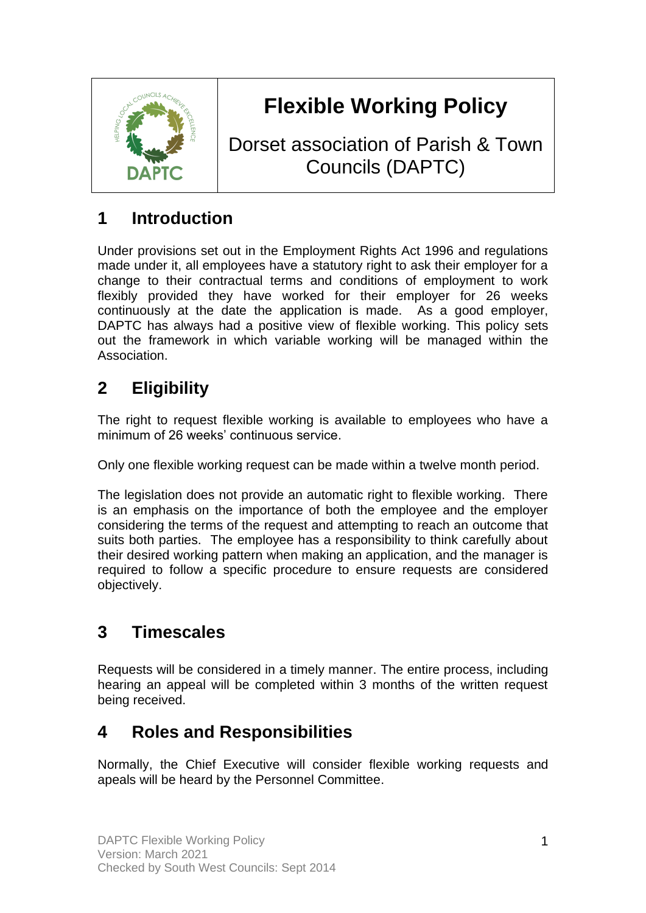# Flexible Working Policy

Dorset association of Parish & Town Councils (DAPTC)

## 1 Introduction

Under provisions set out in the Employment Rights Act 1996 and regulations made under it, all employees have a statutory right to ask their employer for a change to their contractual terms and conditions of employment to work flexibly provided they have worked for their employer for 26 weeks continuously at the date the application is made. As a good employer, DAPTC has always had a positive view of flexible working. This policy sets out the framework in which variable working will be managed within the Association.

## 2 Eligibility

The right to request flexible working is available to employees who have a minimum of 26 weeks' continuous service.

Only one flexible working request can be made within a twelve month period.

The legislation does not provide an automatic right to flexible working. There is an emphasis on the importance of both the employee and the employer considering the terms of the request and attempting to reach an outcome that suits both parties. The employee has a responsibility to think carefully about their desired working pattern when making an application, and the manager is required to follow a specific procedure to ensure requests are considered objectively.

## 3 Timescales

Requests will be considered in a timely manner. The entire process, including hearing an appeal will be completed within 3 months of the written request being received.

## 4 Roles and Responsibilities

Normally, the Chief Executive will consider flexible working requests and apeals will be heard by the Personnel Committee.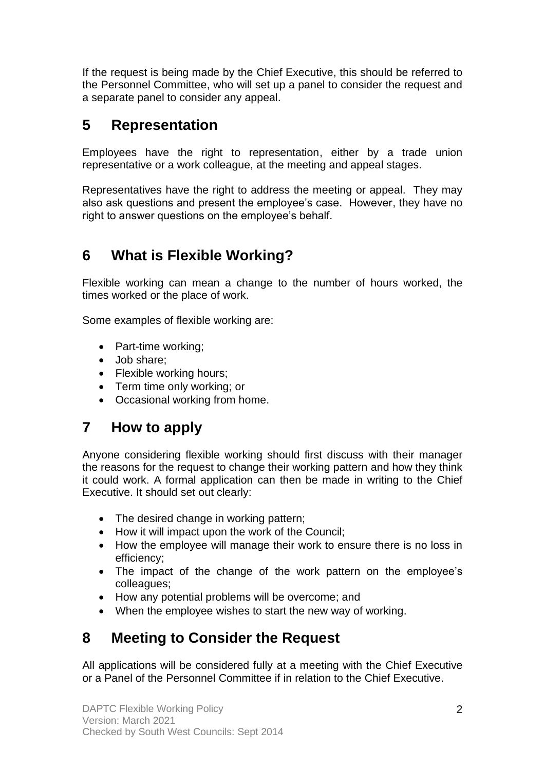If the request is being made by the Chief Executive, this should be referred to the Personnel Committee, who will set up a panel to consider the request and a separate panel to consider any appeal.

## 5 Representation

Employees have the right to representation, either by a trade union representative or a work colleague, at the meeting and appeal stages.

Representatives have the right to address the meeting or appeal. They may also ask questions and present the employee's case. However, they have no right to answer questions on the employee's behalf.

## 6 What is Flexible Working?

Flexible working can mean a change to the number of hours worked, the times worked or the place of work.

Some examples of flexible working are:

- Part-time working;
- Job share;
- Flexible working hours;
- Term time only working; or
- Occasional working from home.

## 7 How to apply

Anyone considering flexible working should first discuss with their manager the reasons for the request to change their working pattern and how they think it could work. A formal application can then be made in writing to the Chief Executive. It should set out clearly:

- The desired change in working pattern;
- How it will impact upon the work of the Council;
- How the employee will manage their work to ensure there is no loss in efficiency;
- The impact of the change of the work pattern on the employee's colleagues;
- How any potential problems will be overcome; and
- When the employee wishes to start the new way of working.

## 8 Meeting to Consider the Request

All applications will be considered fully at a meeting with the Chief Executive or a Panel of the Personnel Committee if in relation to the Chief Executive.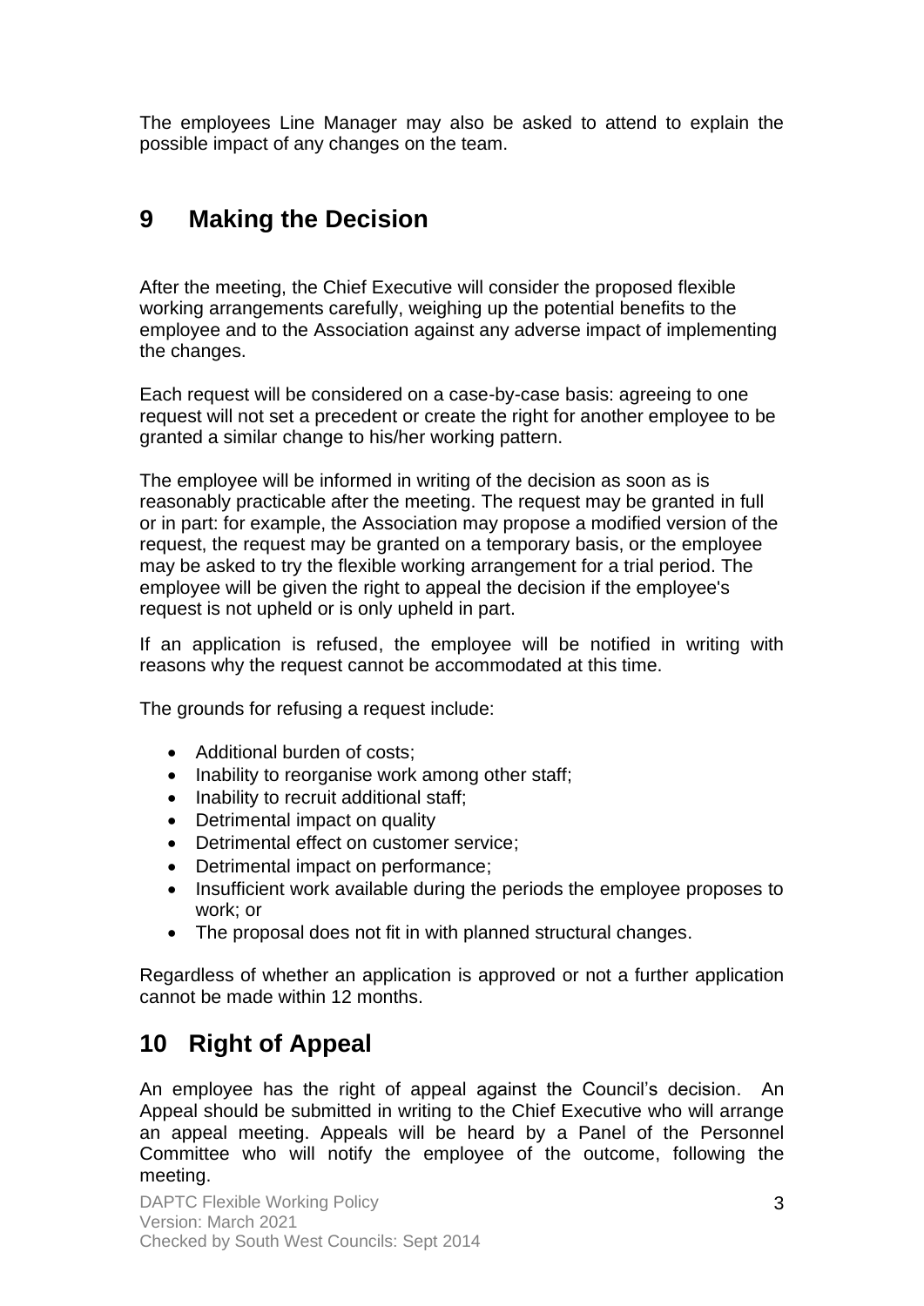The employees Line Manager may also be asked to attend to explain the possible impact of any changes on the team.

## 9 Making the Decision

After the meeting, the Chief Executive will consider the proposed flexible working arrangements carefully, weighing up the potential benefits to the employee and to the Association against any adverse impact of implementing the changes.

Each request will be considered on a case-by-case basis: agreeing to one request will not set a precedent or create the right for another employee to be granted a similar change to his/her working pattern.

The employee will be informed in writing of the decision as soon as is reasonably practicable after the meeting. The request may be granted in full or in part: for example, the Association may propose a modified version of the request, the request may be granted on a temporary basis, or the employee may be asked to try the flexible working arrangement for a trial period. The employee will be given the right to appeal the decision if the employee's request is not upheld or is only upheld in part.

If an application is refused, the employee will be notified in writing with reasons why the request cannot be accommodated at this time.

The grounds for refusing a request include:

- Additional burden of costs;
- Inability to reorganise work among other staff;
- Inability to recruit additional staff;
- Detrimental impact on quality
- Detrimental effect on customer service;
- Detrimental impact on performance;
- Insufficient work available during the periods the employee proposes to work; or
- The proposal does not fit in with planned structural changes.

Regardless of whether an application is approved or not a further application cannot be made within 12 months.

## 10 Right of Appeal

An employee has the right of appeal against the Council's decision. An Appeal should be submitted in writing to the Chief Executive who will arrange an appeal meeting. Appeals will be heard by a Panel of the Personnel Committee who will notify the employee of the outcome, following the meeting.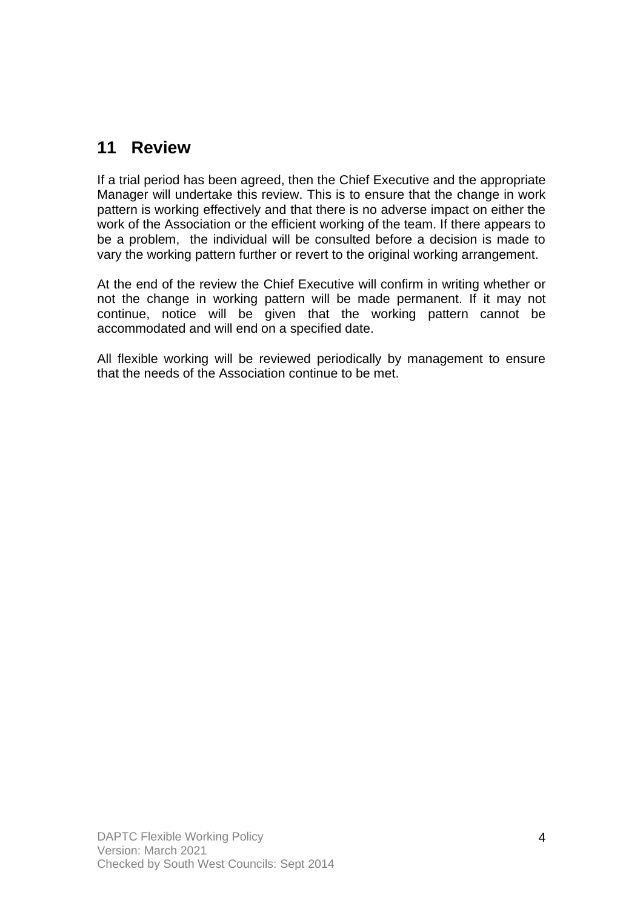## 11 Review

If a trial period has been agreed, then the Chief Executive and the appropriate Manager will undertake this review. This is to ensure that the change in work pattern is working effectively and that there is no adverse impact on either the work of the Association or the efficient working of the team. If there appears to be a problem, the individual will be consulted before a decision is made to vary the working pattern further or revert to the original working arrangement.

At the end of the review the Chief Executive will confirm in writing whether or not the change in working pattern will be made permanent. If it may not continue, notice will be given that the working pattern cannot be accommodated and will end on a specified date.

All flexible working will be reviewed periodically by management to ensure that the needs of the Association continue to be met.